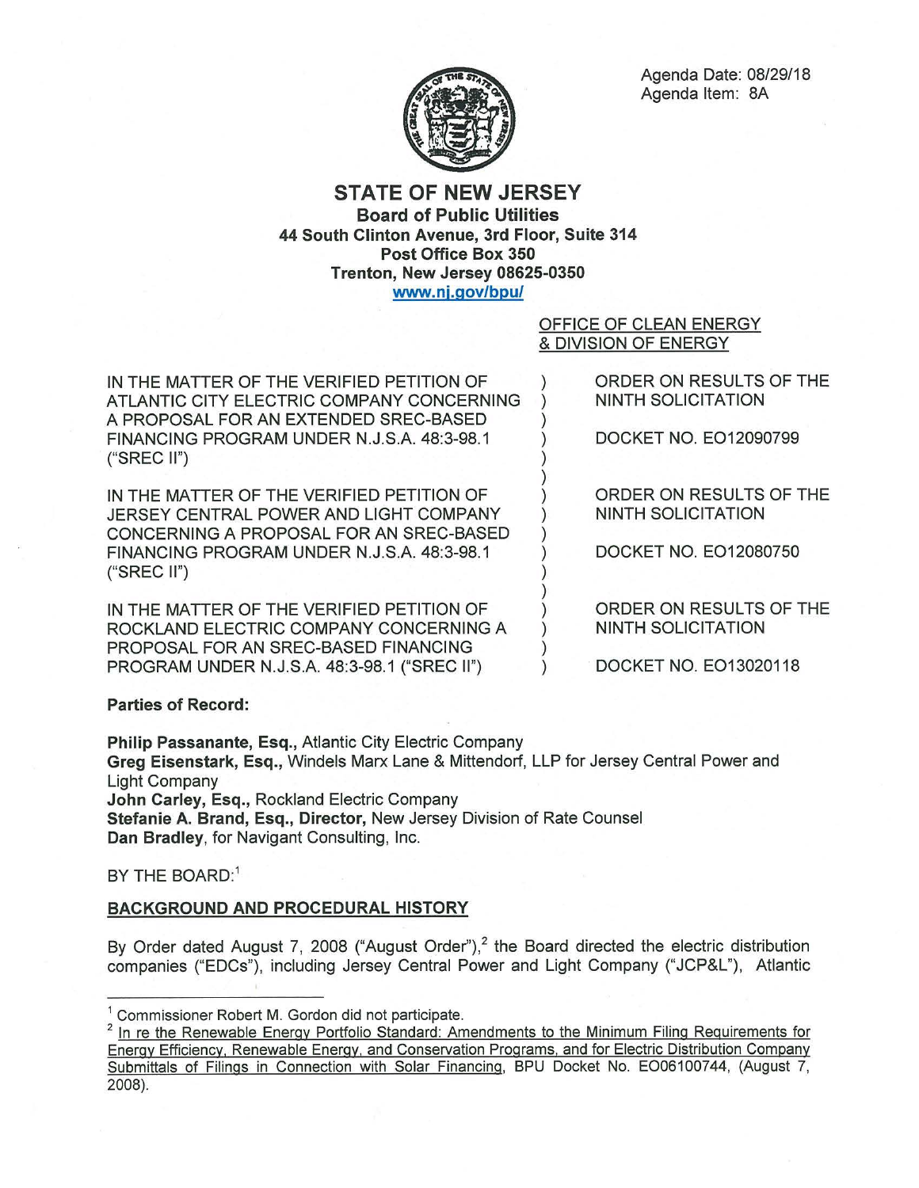Agenda Date: 08/29/18
Agenda Item: 8A

# STATE OF NEW JERSEY

**Board of Public Utilities**
**44 South Clinton Avenue, 3rd Floor, Suite 314**
**Post Office Box 350**
**Trenton, New Jersey 08625-0350**
**www.nj.gov/bpu/**

OFFICE OF CLEAN ENERGY
& DIVISION OF ENERGY

| | | |
|---|---|---|
| IN THE MATTER OF THE VERIFIED PETITION OF ATLANTIC CITY ELECTRIC COMPANY CONCERNING A PROPOSAL FOR AN EXTENDED SREC-BASED FINANCING PROGRAM UNDER N.J.S.A. 48:3-98.1 ("SREC II") | ) | ORDER ON RESULTS OF THE NINTH SOLICITATION<br><br>DOCKET NO. EO12090799 |
| IN THE MATTER OF THE VERIFIED PETITION OF JERSEY CENTRAL POWER AND LIGHT COMPANY CONCERNING A PROPOSAL FOR AN SREC-BASED FINANCING PROGRAM UNDER N.J.S.A. 48:3-98.1 ("SREC II") | ) | ORDER ON RESULTS OF THE NINTH SOLICITATION<br><br>DOCKET NO. EO12080750 |
| IN THE MATTER OF THE VERIFIED PETITION OF ROCKLAND ELECTRIC COMPANY CONCERNING A PROPOSAL FOR AN SREC-BASED FINANCING PROGRAM UNDER N.J.S.A. 48:3-98.1 ("SREC II") | ) | ORDER ON RESULTS OF THE NINTH SOLICITATION<br><br>DOCKET NO. EO13020118 |

**Parties of Record:**

**Philip Passanante, Esq.,** Atlantic City Electric Company
**Greg Eisenstark, Esq.,** Windels Marx Lane & Mittendorf, LLP for Jersey Central Power and Light Company
**John Carley, Esq.,** Rockland Electric Company
**Stefanie A. Brand, Esq., Director,** New Jersey Division of Rate Counsel
**Dan Bradley**, for Navigant Consulting, Inc.

BY THE BOARD:[1]

## BACKGROUND AND PROCEDURAL HISTORY

By Order dated August 7, 2008 ("August Order"),[2] the Board directed the electric distribution companies ("EDCs"), including Jersey Central Power and Light Company ("JCP&L"), Atlantic

---

[1] Commissioner Robert M. Gordon did not participate.

[2] In re the Renewable Energy Portfolio Standard: Amendments to the Minimum Filing Requirements for Energy Efficiency, Renewable Energy, and Conservation Programs, and for Electric Distribution Company Submittals of Filings in Connection with Solar Financing, BPU Docket No. EO06100744, (August 7, 2008).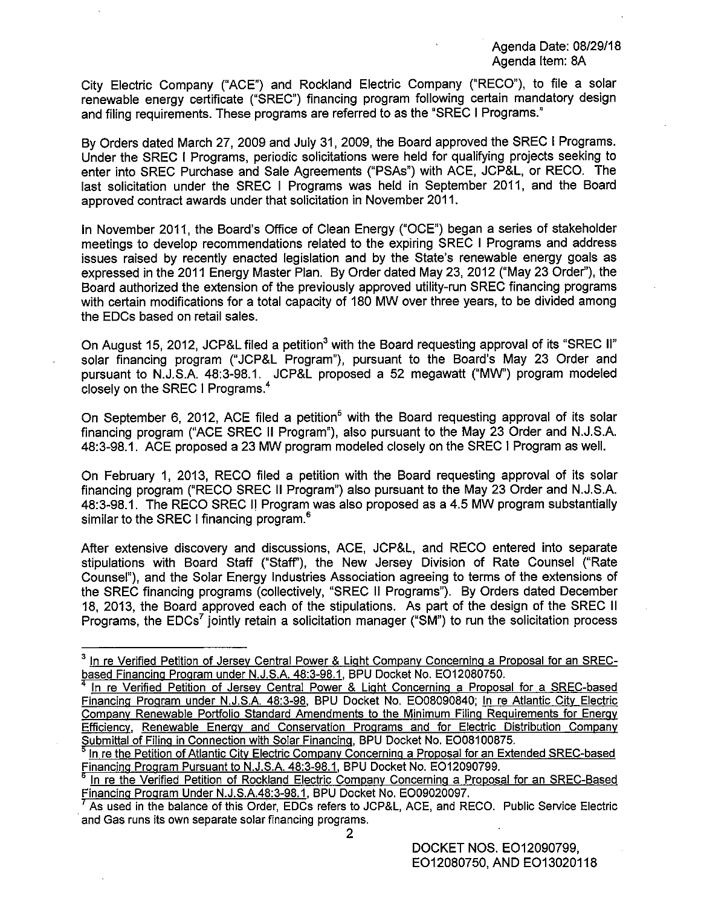City Electric Company ("ACE") and Rockland Electric Company ("RECO"), to file a solar renewable energy certificate ("SREC") financing program following certain mandatory design and filing requirements. These programs are referred to as the "SREC I Programs."

By Orders dated March 27, 2009 and July 31, 2009, the Board approved the SREC I Programs. Under the SREC I Programs, periodic solicitations were held for qualifying projects seeking to enter into SREC Purchase and Sale Agreements ("PSAs") with ACE, JCP&L, or RECO. The last solicitation under the SREC I Programs was held in September 2011, and the Board approved contract awards under that solicitation in November 2011.

In November 2011, the Board's Office of Clean Energy ("OCE") began a series of stakeholder meetings to develop recommendations related to the expiring SREC I Programs and address issues raised by recently enacted legislation and by the State's renewable energy goals as expressed in the 2011 Energy Master Plan. By Order dated May 23, 2012 ("May 23 Order"), the Board authorized the extension of the previously approved utility-run SREC financing programs with certain modifications for a total capacity of 180 MW over three years, to be divided among the EDCs based on retail sales.

On August 15, 2012, JCP&L filed a petition[3] with the Board requesting approval of its "SREC II" solar financing program ("JCP&L Program"), pursuant to the Board's May 23 Order and pursuant to N.J.S.A. 48:3-98.1. JCP&L proposed a 52 megawatt ("MW") program modeled closely on the SREC I Programs.[4]

On September 6, 2012, ACE filed a petition[5] with the Board requesting approval of its solar financing program ("ACE SREC II Program"), also pursuant to the May 23 Order and N.J.S.A. 48:3-98.1. ACE proposed a 23 MW program modeled closely on the SREC I Program as well.

On February 1, 2013, RECO filed a petition with the Board requesting approval of its solar financing program ("RECO SREC II Program") also pursuant to the May 23 Order and N.J.S.A. 48:3-98.1. The RECO SREC II Program was also proposed as a 4.5 MW program substantially similar to the SREC I financing program.[6]

After extensive discovery and discussions, ACE, JCP&L, and RECO entered into separate stipulations with Board Staff ("Staff"), the New Jersey Division of Rate Counsel ("Rate Counsel"), and the Solar Energy Industries Association agreeing to terms of the extensions of the SREC financing programs (collectively, "SREC II Programs"). By Orders dated December 18, 2013, the Board approved each of the stipulations. As part of the design of the SREC II Programs, the EDCs[7] jointly retain a solicitation manager ("SM") to run the solicitation process

---

[3] In re Verified Petition of Jersey Central Power & Light Company Concerning a Proposal for an SREC-based Financing Program under N.J.S.A. 48:3-98.1, BPU Docket No. EO12080750.

[4] In re Verified Petition of Jersey Central Power & Light Concerning a Proposal for a SREC-based Financing Program under N.J.S.A. 48:3-98, BPU Docket No. EO08090840; In re Atlantic City Electric Company Renewable Portfolio Standard Amendments to the Minimum Filing Requirements for Energy Efficiency, Renewable Energy and Conservation Programs and for Electric Distribution Company Submittal of Filing in Connection with Solar Financing, BPU Docket No. EO08100875.

[5] In re the Petition of Atlantic City Electric Company Concerning a Proposal for an Extended SREC-based Financing Program Pursuant to N.J.S.A. 48:3-98.1, BPU Docket No. EO12090799.

[6] In re the Verified Petition of Rockland Electric Company Concerning a Proposal for an SREC-Based Financing Program Under N.J.S.A.48:3-98.1, BPU Docket No. EO09020097.

[7] As used in the balance of this Order, EDCs refers to JCP&L, ACE, and RECO. Public Service Electric and Gas runs its own separate solar financing programs.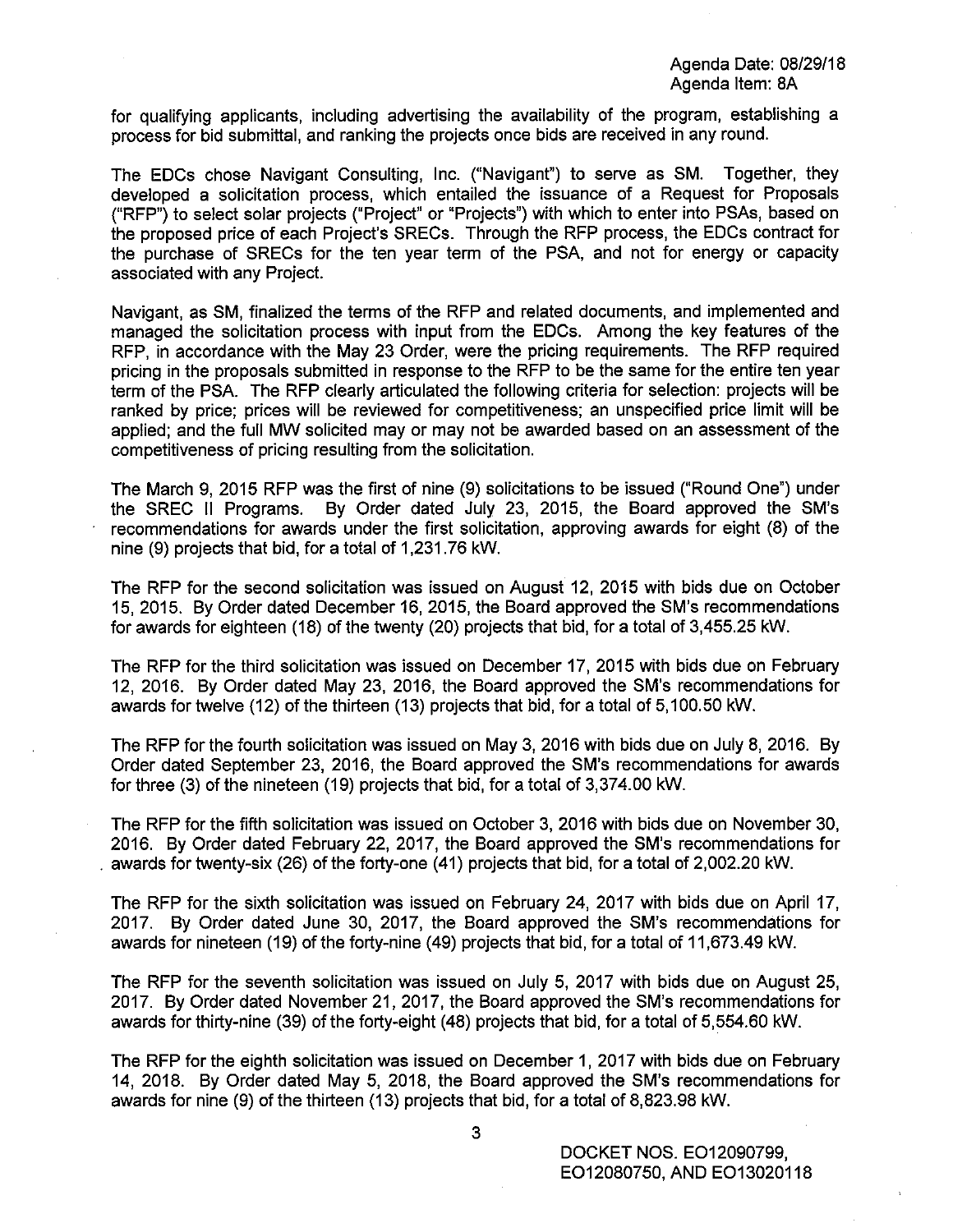for qualifying applicants, including advertising the availability of the program, establishing a process for bid submittal, and ranking the projects once bids are received in any round.

The EDCs chose Navigant Consulting, Inc. ("Navigant") to serve as SM. Together, they developed a solicitation process, which entailed the issuance of a Request for Proposals ("RFP") to select solar projects ("Project" or "Projects") with which to enter into PSAs, based on the proposed price of each Project's SRECs. Through the RFP process, the EDCs contract for the purchase of SRECs for the ten year term of the PSA, and not for energy or capacity associated with any Project.

Navigant, as SM, finalized the terms of the RFP and related documents, and implemented and managed the solicitation process with input from the EDCs. Among the key features of the RFP, in accordance with the May 23 Order, were the pricing requirements. The RFP required pricing in the proposals submitted in response to the RFP to be the same for the entire ten year term of the PSA. The RFP clearly articulated the following criteria for selection: projects will be ranked by price; prices will be reviewed for competitiveness; an unspecified price limit will be applied; and the full MW solicited may or may not be awarded based on an assessment of the competitiveness of pricing resulting from the solicitation.

The March 9, 2015 RFP was the first of nine (9) solicitations to be issued ("Round One") under the SREC II Programs. By Order dated July 23, 2015, the Board approved the SM's recommendations for awards under the first solicitation, approving awards for eight (8) of the nine (9) projects that bid, for a total of 1,231.76 kW.

The RFP for the second solicitation was issued on August 12, 2015 with bids due on October 15, 2015. By Order dated December 16, 2015, the Board approved the SM's recommendations for awards for eighteen (18) of the twenty (20) projects that bid, for a total of 3,455.25 kW.

The RFP for the third solicitation was issued on December 17, 2015 with bids due on February 12, 2016. By Order dated May 23, 2016, the Board approved the SM's recommendations for awards for twelve (12) of the thirteen (13) projects that bid, for a total of 5,100.50 kW.

The RFP for the fourth solicitation was issued on May 3, 2016 with bids due on July 8, 2016. By Order dated September 23, 2016, the Board approved the SM's recommendations for awards for three (3) of the nineteen (19) projects that bid, for a total of 3,374.00 kW.

The RFP for the fifth solicitation was issued on October 3, 2016 with bids due on November 30, 2016. By Order dated February 22, 2017, the Board approved the SM's recommendations for awards for twenty-six (26) of the forty-one (41) projects that bid, for a total of 2,002.20 kW.

The RFP for the sixth solicitation was issued on February 24, 2017 with bids due on April 17, 2017. By Order dated June 30, 2017, the Board approved the SM's recommendations for awards for nineteen (19) of the forty-nine (49) projects that bid, for a total of 11,673.49 kW.

The RFP for the seventh solicitation was issued on July 5, 2017 with bids due on August 25, 2017. By Order dated November 21, 2017, the Board approved the SM's recommendations for awards for thirty-nine (39) of the forty-eight (48) projects that bid, for a total of 5,554.60 kW.

The RFP for the eighth solicitation was issued on December 1, 2017 with bids due on February 14, 2018. By Order dated May 5, 2018, the Board approved the SM's recommendations for awards for nine (9) of the thirteen (13) projects that bid, for a total of 8,823.98 kW.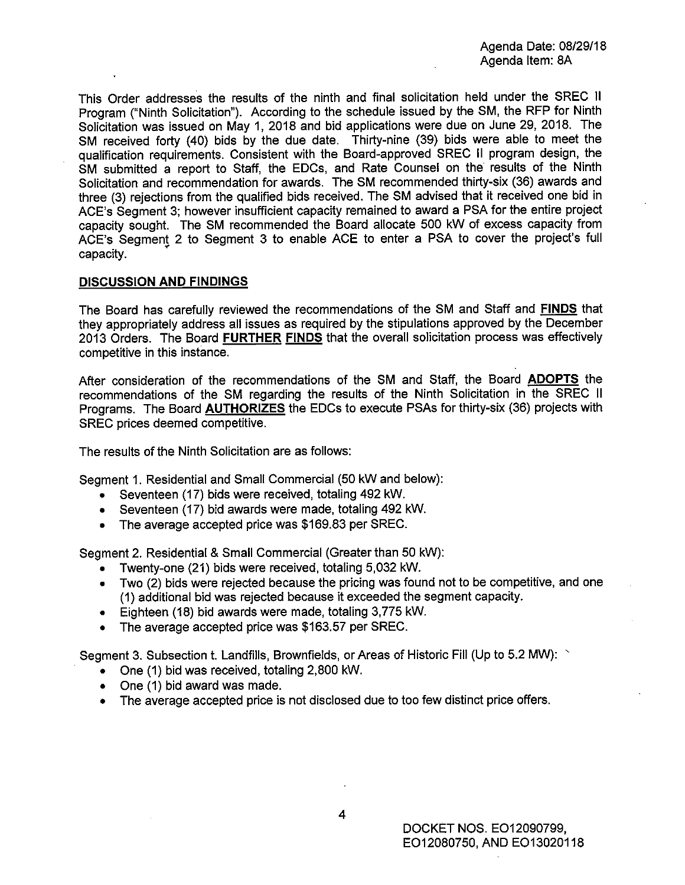This Order addresses the results of the ninth and final solicitation held under the SREC II Program ("Ninth Solicitation"). According to the schedule issued by the SM, the RFP for Ninth Solicitation was issued on May 1, 2018 and bid applications were due on June 29, 2018. The SM received forty (40) bids by the due date. Thirty-nine (39) bids were able to meet the qualification requirements. Consistent with the Board-approved SREC II program design, the SM submitted a report to Staff, the EDCs, and Rate Counsel on the results of the Ninth Solicitation and recommendation for awards. The SM recommended thirty-six (36) awards and three (3) rejections from the qualified bids received. The SM advised that it received one bid in ACE's Segment 3; however insufficient capacity remained to award a PSA for the entire project capacity sought. The SM recommended the Board allocate 500 kW of excess capacity from ACE's Segment 2 to Segment 3 to enable ACE to enter a PSA to cover the project's full capacity.

## DISCUSSION AND FINDINGS

The Board has carefully reviewed the recommendations of the SM and Staff and **FINDS** that they appropriately address all issues as required by the stipulations approved by the December 2013 Orders. The Board **FURTHER FINDS** that the overall solicitation process was effectively competitive in this instance.

After consideration of the recommendations of the SM and Staff, the Board **ADOPTS** the recommendations of the SM regarding the results of the Ninth Solicitation in the SREC II Programs. The Board **AUTHORIZES** the EDCs to execute PSAs for thirty-six (36) projects with SREC prices deemed competitive.

The results of the Ninth Solicitation are as follows:

Segment 1. Residential and Small Commercial (50 kW and below):

- Seventeen (17) bids were received, totaling 492 kW.
- Seventeen (17) bid awards were made, totaling 492 kW.
- The average accepted price was $169.83 per SREC.

Segment 2. Residential & Small Commercial (Greater than 50 kW):

- Twenty-one (21) bids were received, totaling 5,032 kW.
- Two (2) bids were rejected because the pricing was found not to be competitive, and one (1) additional bid was rejected because it exceeded the segment capacity.
- Eighteen (18) bid awards were made, totaling 3,775 kW.
- The average accepted price was $163.57 per SREC.

Segment 3. Subsection t. Landfills, Brownfields, or Areas of Historic Fill (Up to 5.2 MW):

- One (1) bid was received, totaling 2,800 kW.
- One (1) bid award was made.
- The average accepted price is not disclosed due to too few distinct price offers.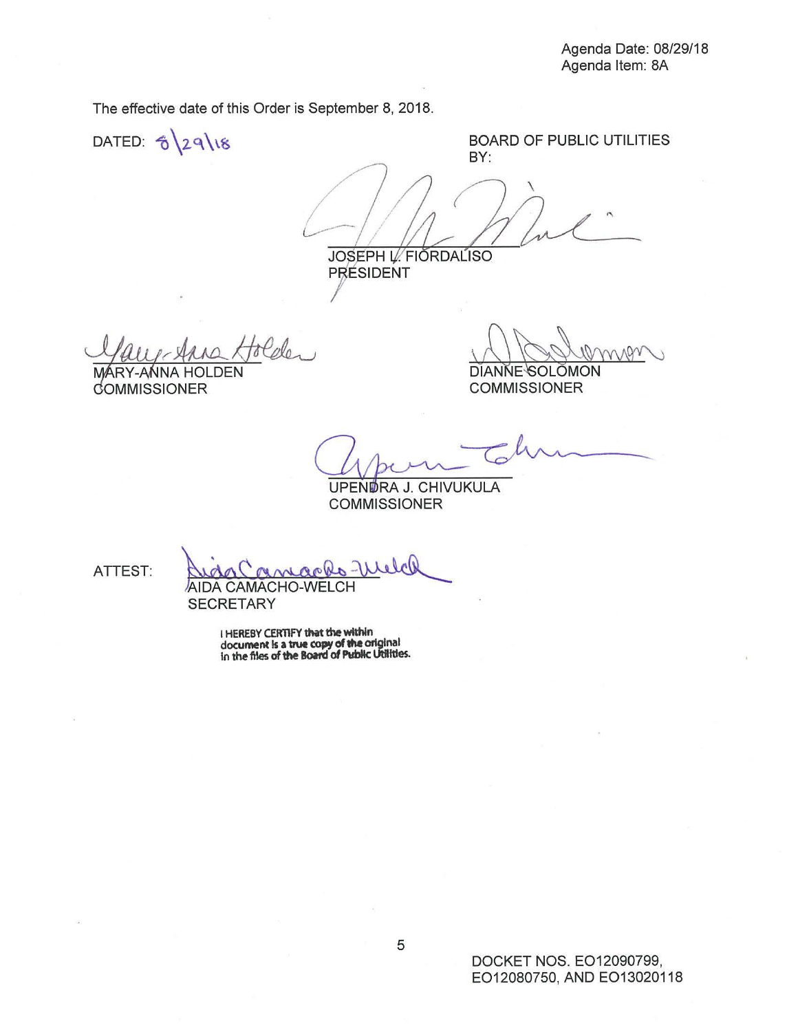Agenda Date: 08/29/18
Agenda Item: 8A

The effective date of this Order is September 8, 2018.

DATED: 8/29/18

BOARD OF PUBLIC UTILITIES
BY:

JOSEPH L. FIORDALISO
PRESIDENT

MARY-ANNA HOLDEN
COMMISSIONER

DIANNE SOLOMON
COMMISSIONER

UPENDRA J. CHIVUKULA
COMMISSIONER

ATTEST:

AIDA CAMACHO-WELCH
SECRETARY

I HEREBY CERTIFY that the within document is a true copy of the original in the files of the Board of Public Utilities.

DOCKET NOS. EO12090799, EO12080750, AND EO13020118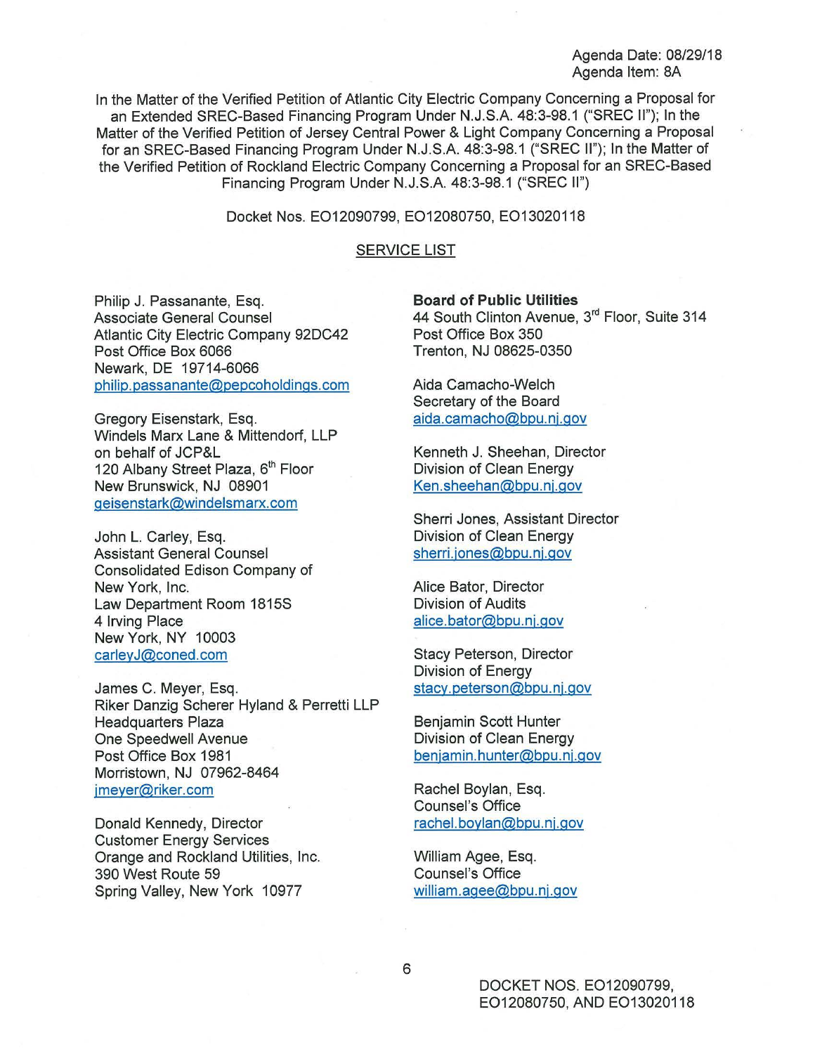Agenda Date: 08/29/18
Agenda Item: 8A

In the Matter of the Verified Petition of Atlantic City Electric Company Concerning a Proposal for an Extended SREC-Based Financing Program Under N.J.S.A. 48:3-98.1 ("SREC II"); In the Matter of the Verified Petition of Jersey Central Power & Light Company Concerning a Proposal for an SREC-Based Financing Program Under N.J.S.A. 48:3-98.1 ("SREC II"); In the Matter of the Verified Petition of Rockland Electric Company Concerning a Proposal for an SREC-Based Financing Program Under N.J.S.A. 48:3-98.1 ("SREC II")

Docket Nos. EO12090799, EO12080750, EO13020118

SERVICE LIST

Philip J. Passanante, Esq.
Associate General Counsel
Atlantic City Electric Company 92DC42
Post Office Box 6066
Newark, DE 19714-6066
philip.passanante@pepcoholdings.com

Gregory Eisenstark, Esq.
Windels Marx Lane & Mittendorf, LLP
on behalf of JCP&L
120 Albany Street Plaza, 6th Floor
New Brunswick, NJ 08901
geisenstark@windelsmarx.com

John L. Carley, Esq.
Assistant General Counsel
Consolidated Edison Company of New York, Inc.
Law Department Room 1815S
4 Irving Place
New York, NY 10003
carleyJ@coned.com

James C. Meyer, Esq.
Riker Danzig Scherer Hyland & Perretti LLP
Headquarters Plaza
One Speedwell Avenue
Post Office Box 1981
Morristown, NJ 07962-8464
jmeyer@riker.com

Donald Kennedy, Director
Customer Energy Services
Orange and Rockland Utilities, Inc.
390 West Route 59
Spring Valley, New York 10977

**Board of Public Utilities**
44 South Clinton Avenue, 3rd Floor, Suite 314
Post Office Box 350
Trenton, NJ 08625-0350

Aida Camacho-Welch
Secretary of the Board
aida.camacho@bpu.nj.gov

Kenneth J. Sheehan, Director
Division of Clean Energy
Ken.sheehan@bpu.nj.gov

Sherri Jones, Assistant Director
Division of Clean Energy
sherri.jones@bpu.nj.gov

Alice Bator, Director
Division of Audits
alice.bator@bpu.nj.gov

Stacy Peterson, Director
Division of Energy
stacy.peterson@bpu.nj.gov

Benjamin Scott Hunter
Division of Clean Energy
benjamin.hunter@bpu.nj.gov

Rachel Boylan, Esq.
Counsel's Office
rachel.boylan@bpu.nj.gov

William Agee, Esq.
Counsel's Office
william.agee@bpu.nj.gov

DOCKET NOS. EO12090799, EO12080750, AND EO13020118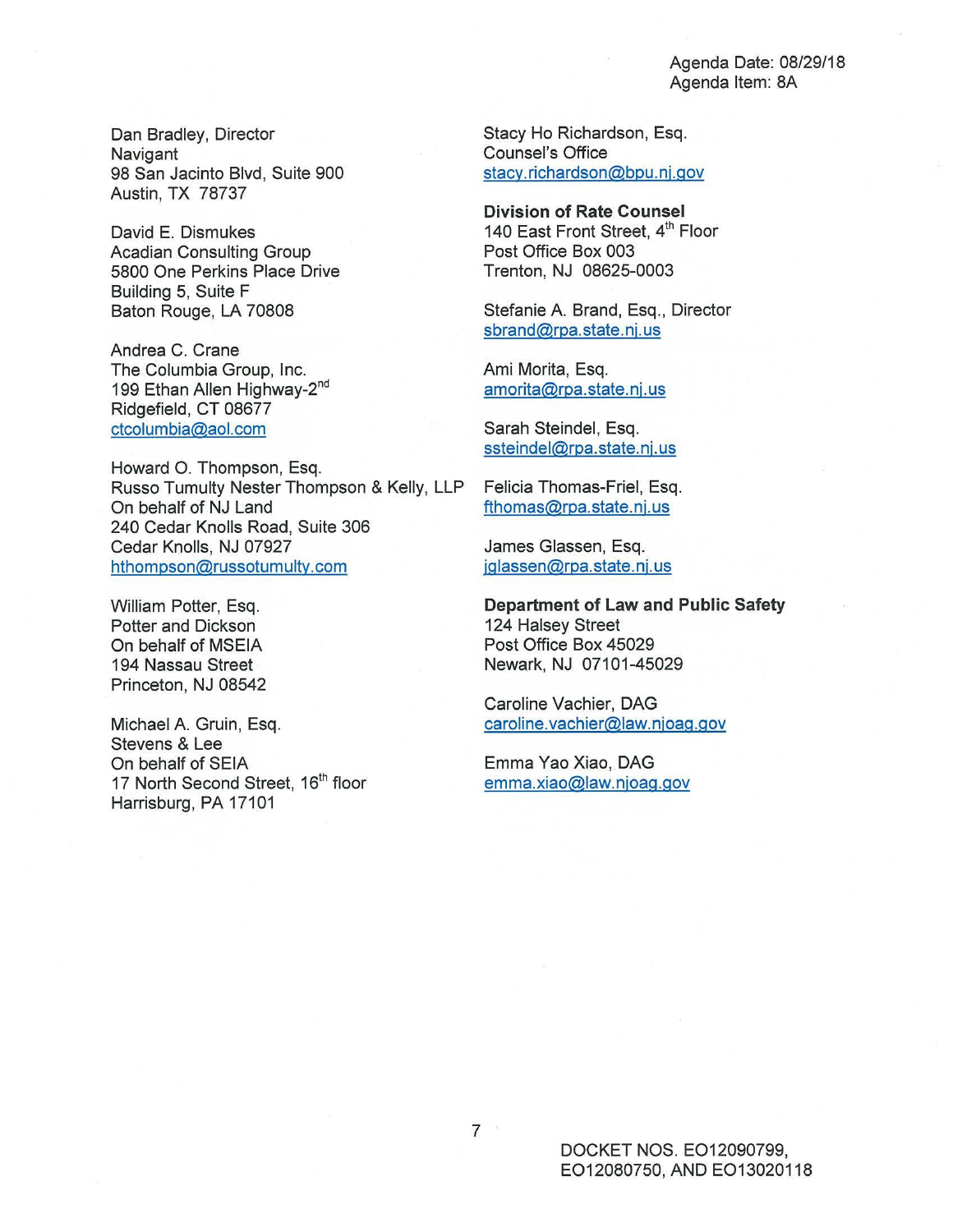Agenda Date: 08/29/18
Agenda Item: 8A

Dan Bradley, Director
Navigant
98 San Jacinto Blvd, Suite 900
Austin, TX 78737

David E. Dismukes
Acadian Consulting Group
5800 One Perkins Place Drive
Building 5, Suite F
Baton Rouge, LA 70808

Andrea C. Crane
The Columbia Group, Inc.
199 Ethan Allen Highway-2nd
Ridgefield, CT 08677
ctcolumbia@aol.com

Howard O. Thompson, Esq.
Russo Tumulty Nester Thompson & Kelly, LLP
On behalf of NJ Land
240 Cedar Knolls Road, Suite 306
Cedar Knolls, NJ 07927
hthompson@russotumulty.com

William Potter, Esq.
Potter and Dickson
On behalf of MSEIA
194 Nassau Street
Princeton, NJ 08542

Michael A. Gruin, Esq.
Stevens & Lee
On behalf of SEIA
17 North Second Street, 16th floor
Harrisburg, PA 17101

Stacy Ho Richardson, Esq.
Counsel's Office
stacy.richardson@bpu.nj.gov

**Division of Rate Counsel**
140 East Front Street, 4th Floor
Post Office Box 003
Trenton, NJ 08625-0003

Stefanie A. Brand, Esq., Director
sbrand@rpa.state.nj.us

Ami Morita, Esq.
amorita@rpa.state.nj.us

Sarah Steindel, Esq.
ssteindel@rpa.state.nj.us

Felicia Thomas-Friel, Esq.
fthomas@rpa.state.nj.us

James Glassen, Esq.
jglassen@rpa.state.nj.us

**Department of Law and Public Safety**
124 Halsey Street
Post Office Box 45029
Newark, NJ 07101-45029

Caroline Vachier, DAG
caroline.vachier@law.njoag.gov

Emma Yao Xiao, DAG
emma.xiao@law.njoag.gov

DOCKET NOS. EO12090799, EO12080750, AND EO13020118